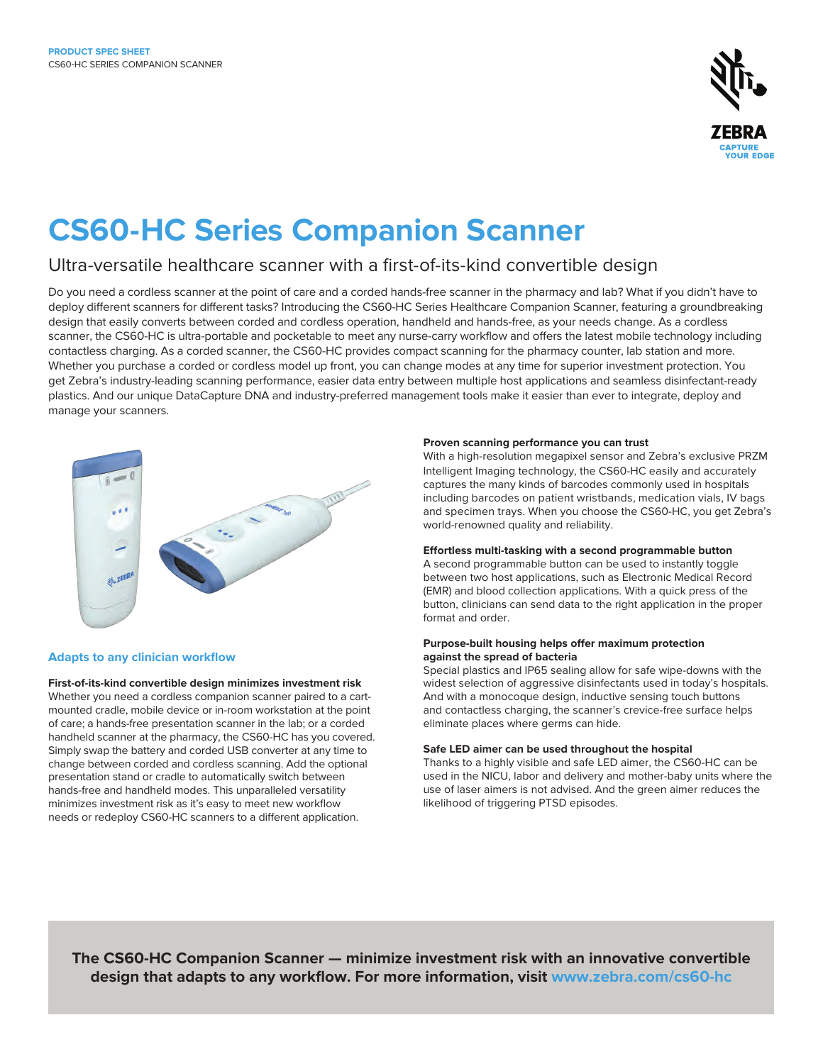# CS60-HC Series Companion Scanner

## Ultra-versatile healthcare scanner with a first-of-its-kind convertible design

Do you need a cordless scanner at the point of care and a corded hands-free scanner in the pharmacy and lab? What if you didn't have to deploy different scanners for different tasks? Introducing the CS60-HC Series Healthcare Companion Scanner, featuring a groundbreaking design that easily converts between corded and cordless operation, handheld and hands-free, as your needs change. As a cordless scanner, the CS60-HC is ultra-portable and pocketable to meet any nurse-carry workflow and offers the latest mobile technology including contactless charging. As a corded scanner, the CS60-HC provides compact scanning for the pharmacy counter, lab station and more. Whether you purchase a corded or cordless model up front, you can change modes at any time for superior investment protection. You get Zebra's industry-leading scanning performance, easier data entry between multiple host applications and seamless disinfectant-ready plastics. And our unique DataCapture DNA and industry-preferred management tools make it easier than ever to integrate, deploy and manage your scanners.

### Adapts to any clinician workflow

**First-of-its-kind convertible design minimizes investment risk**
Whether you need a cordless companion scanner paired to a cart-mounted cradle, mobile device or in-room workstation at the point of care; a hands-free presentation scanner in the lab; or a corded handheld scanner at the pharmacy, the CS60-HC has you covered. Simply swap the battery and corded USB converter at any time to change between corded and cordless scanning. Add the optional presentation stand or cradle to automatically switch between hands-free and handheld modes. This unparalleled versatility minimizes investment risk as it's easy to meet new workflow needs or redeploy CS60-HC scanners to a different application.

**Proven scanning performance you can trust**
With a high-resolution megapixel sensor and Zebra's exclusive PRZM Intelligent Imaging technology, the CS60-HC easily and accurately captures the many kinds of barcodes commonly used in hospitals including barcodes on patient wristbands, medication vials, IV bags and specimen trays. When you choose the CS60-HC, you get Zebra's world-renowned quality and reliability.

**Effortless multi-tasking with a second programmable button**
A second programmable button can be used to instantly toggle between two host applications, such as Electronic Medical Record (EMR) and blood collection applications. With a quick press of the button, clinicians can send data to the right application in the proper format and order.

**Purpose-built housing helps offer maximum protection against the spread of bacteria**
Special plastics and IP65 sealing allow for safe wipe-downs with the widest selection of aggressive disinfectants used in today's hospitals. And with a monocoque design, inductive sensing touch buttons and contactless charging, the scanner's crevice-free surface helps eliminate places where germs can hide.

**Safe LED aimer can be used throughout the hospital**
Thanks to a highly visible and safe LED aimer, the CS60-HC can be used in the NICU, labor and delivery and mother-baby units where the use of laser aimers is not advised. And the green aimer reduces the likelihood of triggering PTSD episodes.

**The CS60-HC Companion Scanner — minimize investment risk with an innovative convertible design that adapts to any workflow. For more information, visit www.zebra.com/cs60-hc**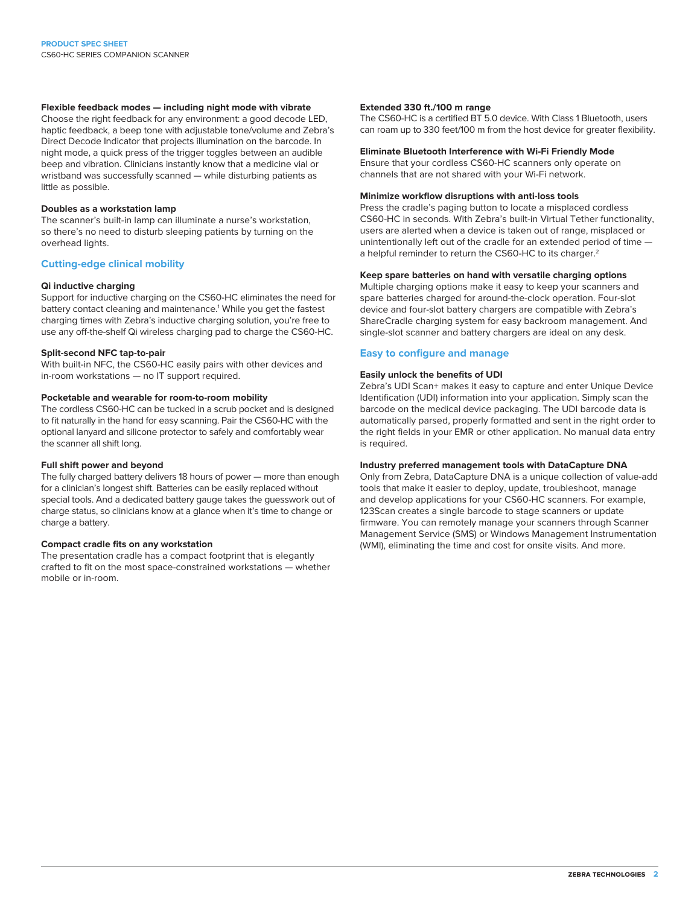#### Flexible feedback modes — including night mode with vibrate

Choose the right feedback for any environment: a good decode LED, haptic feedback, a beep tone with adjustable tone/volume and Zebra's Direct Decode Indicator that projects illumination on the barcode. In night mode, a quick press of the trigger toggles between an audible beep and vibration. Clinicians instantly know that a medicine vial or wristband was successfully scanned — while disturbing patients as little as possible.

#### Doubles as a workstation lamp

The scanner's built-in lamp can illuminate a nurse's workstation, so there's no need to disturb sleeping patients by turning on the overhead lights.

## Cutting-edge clinical mobility

#### Qi inductive charging

Support for inductive charging on the CS60-HC eliminates the need for battery contact cleaning and maintenance.[1] While you get the fastest charging times with Zebra's inductive charging solution, you're free to use any off-the-shelf Qi wireless charging pad to charge the CS60-HC.

#### Split-second NFC tap-to-pair

With built-in NFC, the CS60-HC easily pairs with other devices and in-room workstations — no IT support required.

#### Pocketable and wearable for room-to-room mobility

The cordless CS60-HC can be tucked in a scrub pocket and is designed to fit naturally in the hand for easy scanning. Pair the CS60-HC with the optional lanyard and silicone protector to safely and comfortably wear the scanner all shift long.

#### Full shift power and beyond

The fully charged battery delivers 18 hours of power — more than enough for a clinician's longest shift. Batteries can be easily replaced without special tools. And a dedicated battery gauge takes the guesswork out of charge status, so clinicians know at a glance when it's time to change or charge a battery.

#### Compact cradle fits on any workstation

The presentation cradle has a compact footprint that is elegantly crafted to fit on the most space-constrained workstations — whether mobile or in-room.

#### Extended 330 ft./100 m range

The CS60-HC is a certified BT 5.0 device. With Class 1 Bluetooth, users can roam up to 330 feet/100 m from the host device for greater flexibility.

#### Eliminate Bluetooth Interference with Wi-Fi Friendly Mode

Ensure that your cordless CS60-HC scanners only operate on channels that are not shared with your Wi-Fi network.

#### Minimize workflow disruptions with anti-loss tools

Press the cradle's paging button to locate a misplaced cordless CS60-HC in seconds. With Zebra's built-in Virtual Tether functionality, users are alerted when a device is taken out of range, misplaced or unintentionally left out of the cradle for an extended period of time — a helpful reminder to return the CS60-HC to its charger.[2]

#### Keep spare batteries on hand with versatile charging options

Multiple charging options make it easy to keep your scanners and spare batteries charged for around-the-clock operation. Four-slot device and four-slot battery chargers are compatible with Zebra's ShareCradle charging system for easy backroom management. And single-slot scanner and battery chargers are ideal on any desk.

## Easy to configure and manage

#### Easily unlock the benefits of UDI

Zebra's UDI Scan+ makes it easy to capture and enter Unique Device Identification (UDI) information into your application. Simply scan the barcode on the medical device packaging. The UDI barcode data is automatically parsed, properly formatted and sent in the right order to the right fields in your EMR or other application. No manual data entry is required.

#### Industry preferred management tools with DataCapture DNA

Only from Zebra, DataCapture DNA is a unique collection of value-add tools that make it easier to deploy, update, troubleshoot, manage and develop applications for your CS60-HC scanners. For example, 123Scan creates a single barcode to stage scanners or update firmware. You can remotely manage your scanners through Scanner Management Service (SMS) or Windows Management Instrumentation (WMI), eliminating the time and cost for onsite visits. And more.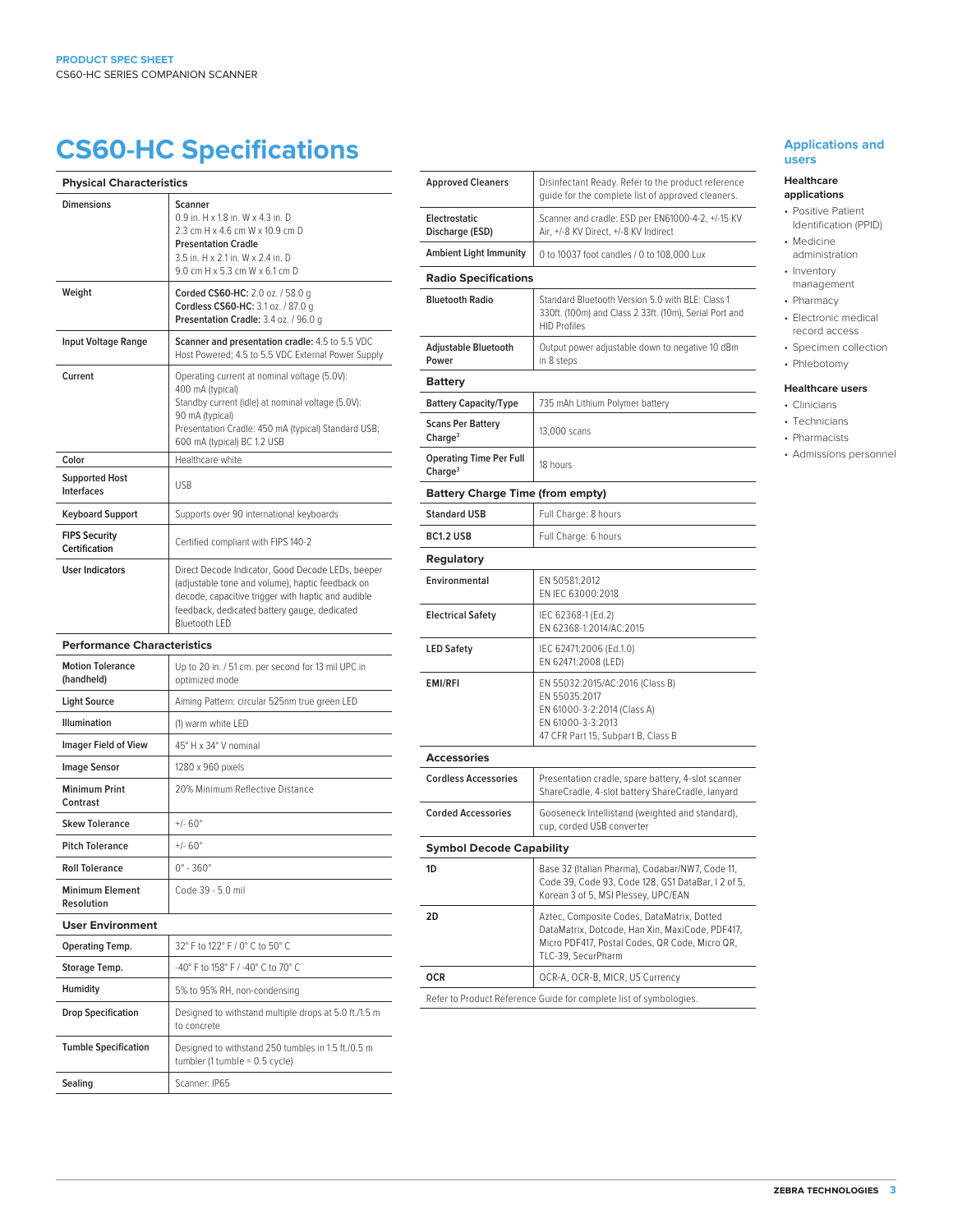# CS60-HC Specifications

| Physical Characteristics | |
|---|---|
| Dimensions | **Scanner**<br>0.9 in. H x 1.8 in. W x 4.3 in. D<br>2.3 cm H x 4.6 cm W x 10.9 cm D<br>**Presentation Cradle**<br>3.5 in. H x 2.1 in. W x 2.4 in. D<br>9.0 cm H x 5.3 cm W x 6.1 cm D |
| Weight | **Corded CS60-HC:** 2.0 oz. / 58.0 g<br>**Cordless CS60-HC:** 3.1 oz. / 87.0 g<br>**Presentation Cradle:** 3.4 oz. / 96.0 g |
| Input Voltage Range | **Scanner and presentation cradle:** 4.5 to 5.5 VDC Host Powered; 4.5 to 5.5 VDC External Power Supply |
| Current | Operating current at nominal voltage (5.0V): 400 mA (typical)<br>Standby current (idle) at nominal voltage (5.0V): 90 mA (typical)<br>Presentation Cradle: 450 mA (typical) Standard USB; 600 mA (typical) BC 1.2 USB |
| Color | Healthcare white |
| Supported Host Interfaces | USB |
| Keyboard Support | Supports over 90 international keyboards |
| FIPS Security Certification | Certified compliant with FIPS 140-2 |
| User Indicators | Direct Decode Indicator, Good Decode LEDs, beeper (adjustable tone and volume), haptic feedback on decode, capacitive trigger with haptic and audible feedback, dedicated battery gauge, dedicated Bluetooth LED |

| Performance Characteristics | |
|---|---|
| Motion Tolerance (handheld) | Up to 20 in. / 51 cm. per second for 13 mil UPC in optimized mode |
| Light Source | Aiming Pattern: circular 525nm true green LED |
| Illumination | (1) warm white LED |
| Imager Field of View | 45° H x 34° V nominal |
| Image Sensor | 1280 x 960 pixels |
| Minimum Print Contrast | 20% Minimum Reflective Distance |
| Skew Tolerance | +/- 60° |
| Pitch Tolerance | +/- 60° |
| Roll Tolerance | 0° - 360° |
| Minimum Element Resolution | Code 39 - 5.0 mil |

| User Environment | |
|---|---|
| Operating Temp. | 32° F to 122° F / 0° C to 50° C |
| Storage Temp. | -40° F to 158° F / -40° C to 70° C |
| Humidity | 5% to 95% RH, non-condensing |
| Drop Specification | Designed to withstand multiple drops at 5.0 ft./1.5 m to concrete |
| Tumble Specification | Designed to withstand 250 tumbles in 1.5 ft./0.5 m tumbler (1 tumble = 0.5 cycle) |
| Sealing | Scanner: IP65 |
| Approved Cleaners | Disinfectant Ready. Refer to the product reference guide for the complete list of approved cleaners. |
| Electrostatic Discharge (ESD) | Scanner and cradle: ESD per EN61000-4-2, +/-15 KV Air, +/-8 KV Direct, +/-8 KV Indirect |
| Ambient Light Immunity | 0 to 10037 foot candles / 0 to 108,000 Lux |

| Radio Specifications | |
|---|---|
| Bluetooth Radio | Standard Bluetooth Version 5.0 with BLE: Class 1 330ft. (100m) and Class 2 33ft. (10m), Serial Port and HID Profiles |
| Adjustable Bluetooth Power | Output power adjustable down to negative 10 dBm in 8 steps |

| Battery | |
|---|---|
| Battery Capacity/Type | 735 mAh Lithium Polymer battery |
| Scans Per Battery Charge[3] | 13,000 scans |
| Operating Time Per Full Charge[3] | 18 hours |

| Battery Charge Time (from empty) | |
|---|---|
| Standard USB | Full Charge: 8 hours |
| BC1.2 USB | Full Charge: 6 hours |

| Regulatory | |
|---|---|
| Environmental | EN 50581:2012<br>EN IEC 63000:2018 |
| Electrical Safety | IEC 62368-1 (Ed.2)<br>EN 62368-1:2014/AC:2015 |
| LED Safety | IEC 62471:2006 (Ed.1.0)<br>EN 62471:2008 (LED) |
| EMI/RFI | EN 55032:2015/AC:2016 (Class B)<br>EN 55035:2017<br>EN 61000-3-2:2014 (Class A)<br>EN 61000-3-3:2013<br>47 CFR Part 15, Subpart B, Class B |

| Accessories | |
|---|---|
| Cordless Accessories | Presentation cradle, spare battery, 4-slot scanner ShareCradle, 4-slot battery ShareCradle, lanyard |
| Corded Accessories | Gooseneck Intellistand (weighted and standard), cup, corded USB converter |

| Symbol Decode Capability | |
|---|---|
| 1D | Base 32 (Italian Pharma), Codabar/NW7, Code 11, Code 39, Code 93, Code 128, GS1 DataBar, I 2 of 5, Korean 3 of 5, MSI Plessey, UPC/EAN |
| 2D | Aztec, Composite Codes, DataMatrix, Dotted DataMatrix, Dotcode, Han Xin, MaxiCode, PDF417, Micro PDF417, Postal Codes, QR Code, Micro QR, TLC-39, SecurPharm |
| OCR | OCR-A, OCR-B, MICR, US Currency |

Refer to Product Reference Guide for complete list of symbologies.

## Applications and users

### Healthcare applications

- Positive Patient Identification (PPID)
- Medicine administration
- Inventory management
- Pharmacy
- Electronic medical record access
- Specimen collection
- Phlebotomy

### Healthcare users

- Clinicians
- Technicians
- Pharmacists
- Admissions personnel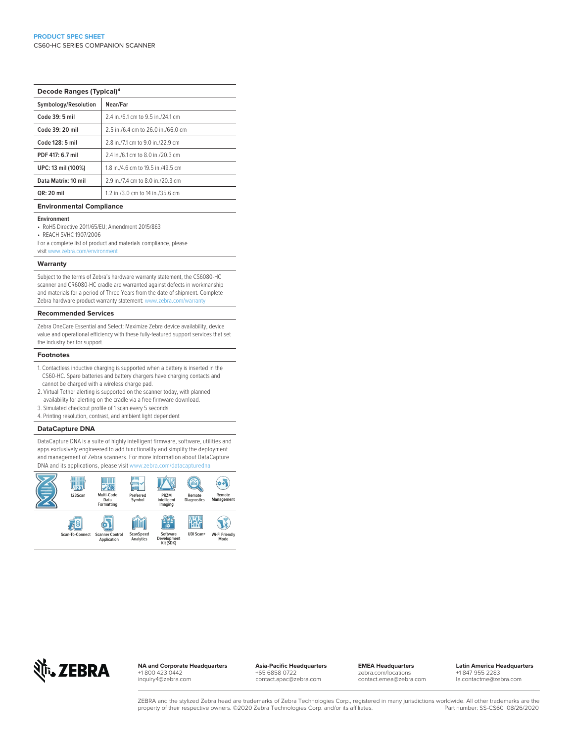## Decode Ranges (Typical)[4]

| Symbology/Resolution | Near/Far |
|---|---|
| Code 39: 5 mil | 2.4 in./6.1 cm to 9.5 in./24.1 cm |
| Code 39: 20 mil | 2.5 in./6.4 cm to 26.0 in./66.0 cm |
| Code 128: 5 mil | 2.8 in./7.1 cm to 9.0 in./22.9 cm |
| PDF 417: 6.7 mil | 2.4 in./6.1 cm to 8.0 in./20.3 cm |
| UPC: 13 mil (100%) | 1.8 in./4.6 cm to 19.5 in./49.5 cm |
| Data Matrix: 10 mil | 2.9 in./7.4 cm to 8.0 in./20.3 cm |
| QR: 20 mil | 1.2 in./3.0 cm to 14 in./35.6 cm |

## Environmental Compliance

**Environment**

- RoHS Directive 2011/65/EU; Amendment 2015/863
- REACH SVHC 1907/2006

For a complete list of product and materials compliance, please visit www.zebra.com/environment

## Warranty

Subject to the terms of Zebra's hardware warranty statement, the CS6080-HC scanner and CR6080-HC cradle are warranted against defects in workmanship and materials for a period of Three Years from the date of shipment. Complete Zebra hardware product warranty statement: www.zebra.com/warranty

## Recommended Services

Zebra OneCare Essential and Select: Maximize Zebra device availability, device value and operational efficiency with these fully-featured support services that set the industry bar for support.

## Footnotes

1. Contactless inductive charging is supported when a battery is inserted in the CS60-HC. Spare batteries and battery chargers have charging contacts and cannot be charged with a wireless charge pad.
2. Virtual Tether alerting is supported on the scanner today, with planned availability for alerting on the cradle via a free firmware download.
3. Simulated checkout profile of 1 scan every 5 seconds
4. Printing resolution, contrast, and ambient light dependent

## DataCapture DNA

DataCapture DNA is a suite of highly intelligent firmware, software, utilities and apps exclusively engineered to add functionality and simplify the deployment and management of Zebra scanners. For more information about DataCapture DNA and its applications, please visit www.zebra.com/datacapturedna

123Scan
Multi-Code Data Formatting
Preferred Symbol
PRZM intelligent Imaging
Remote Diagnostics
Remote Management
Scan-To-Connect
Scanner Control Application
ScanSpeed Analytics
Software Development Kit (SDK)
UDI Scan+
Wi-Fi Friendly Mode

ZEBRA

**NA and Corporate Headquarters**
+1 800 423 0442
inquiry4@zebra.com

**Asia-Pacific Headquarters**
+65 6858 0722
contact.apac@zebra.com

**EMEA Headquarters**
zebra.com/locations
contact.emea@zebra.com

**Latin America Headquarters**
+1 847 955 2283
la.contactme@zebra.com

ZEBRA and the stylized Zebra head are trademarks of Zebra Technologies Corp., registered in many jurisdictions worldwide. All other trademarks are the property of their respective owners. ©2020 Zebra Technologies Corp. and/or its affiliates. Part number: SS-CS60 08/26/2020